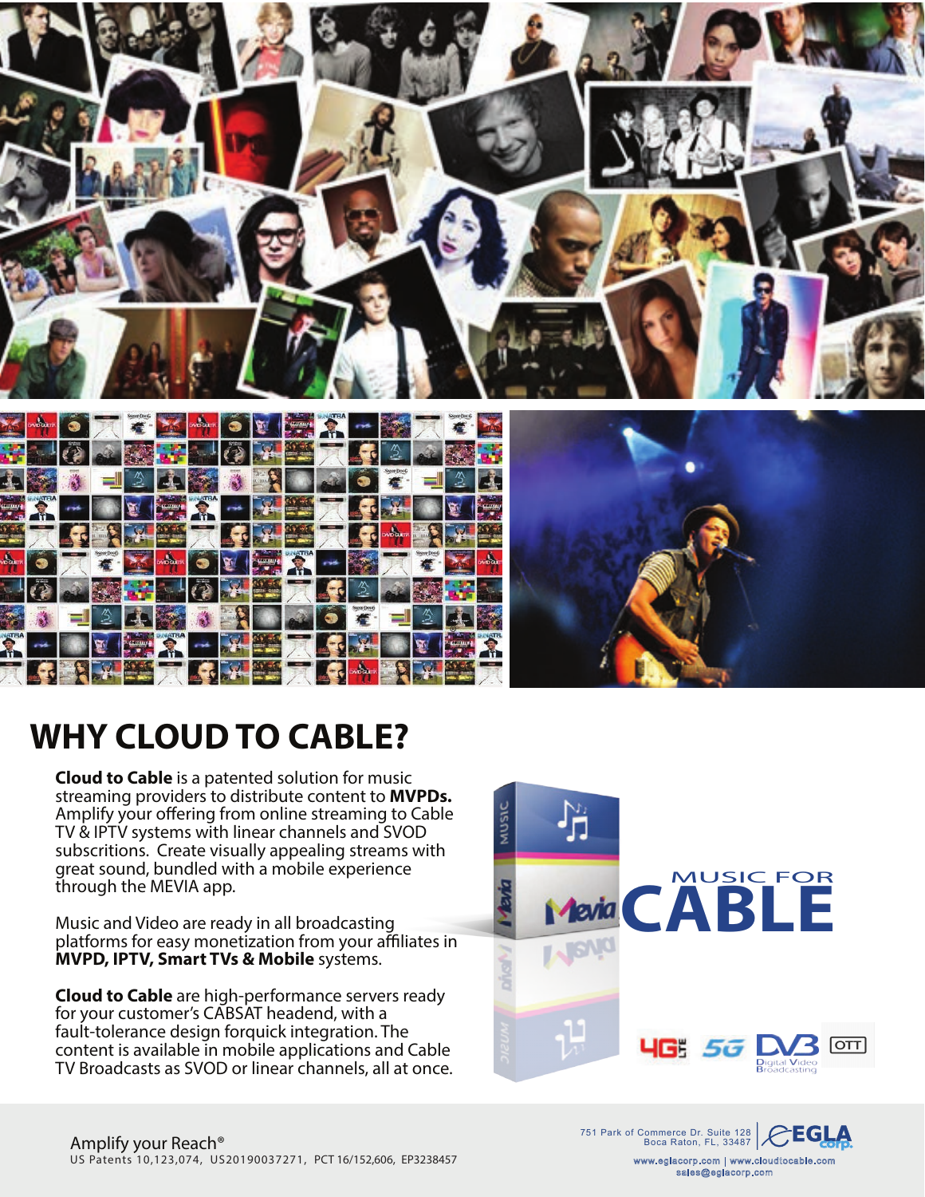# WHY CLOUD TO CABLE?

**Cloud to Cable** is a patented solution for music streaming providers to distribute content to **MVPDs.** Amplify your offering from online streaming to Cable TV & IPTV systems with linear channels and SVOD subscritions. Create visually appealing streams with great sound, bundled with a mobile experience through the MEVIA app.

Music and Video are ready in all broadcasting platforms for easy monetization from your affiliates in **MVPD, IPTV, Smart TVs & Mobile** systems.

**Cloud to Cable** are high-performance servers ready for your customer's CABSAT headend, with a fault-tolerance design forquick integration. The content is available in mobile applications and Cable TV Broadcasts as SVOD or linear channels, all at once.

MUSIC FOR **CABLE**

4G LTE 5G DVB Digital Video Broadcasting OTT

Amplify your Reach®
US Patents 10,123,074, US20190037271, PCT 16/152,606, EP3238457

751 Park of Commerce Dr. Suite 128
Boca Raton, FL, 33487

EGLA corp.

www.eglacorp.com | www.cloudtocable.com
sales@eglacorp.com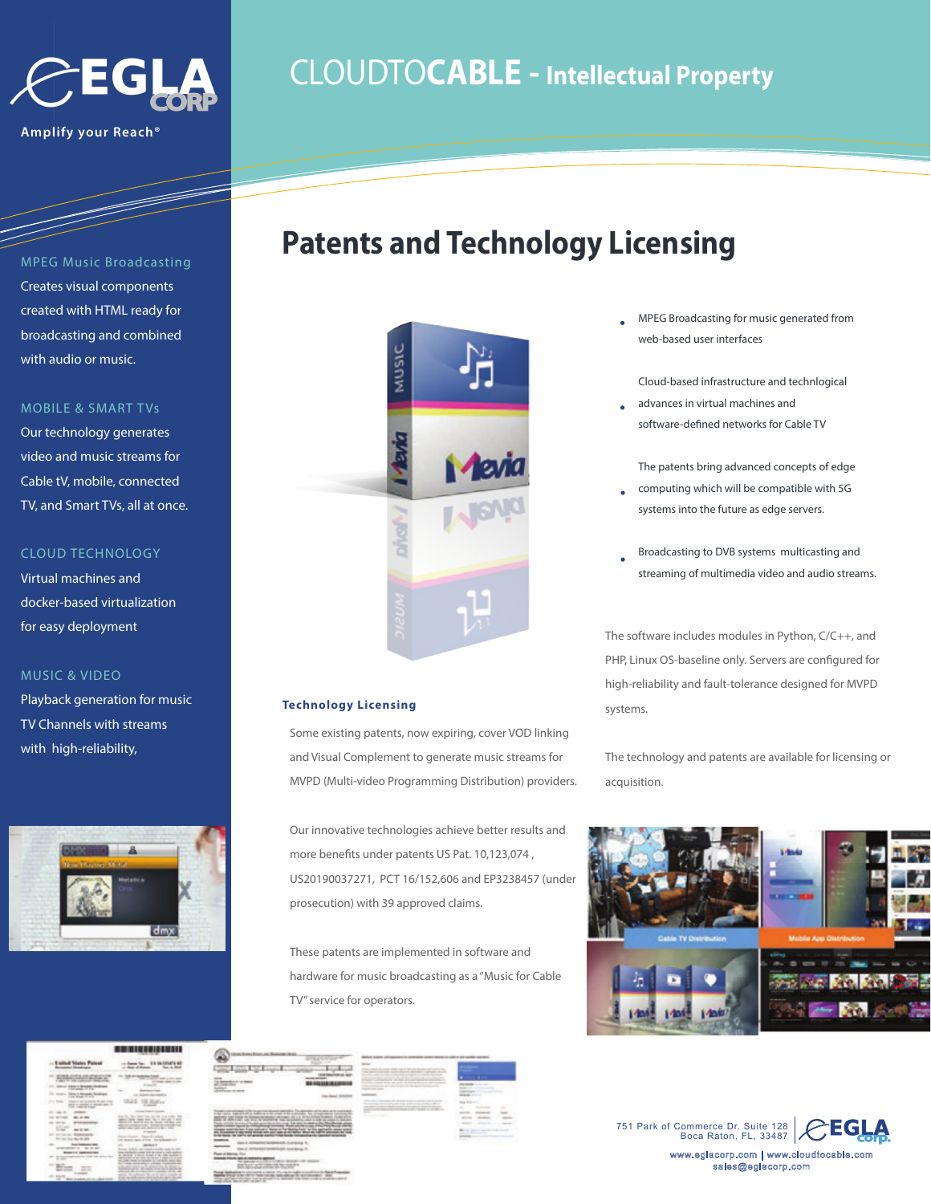EGLA CORP

Amplify your Reach®

# CLOUDTOCABLE - Intellectual Property

### MPEG Music Broadcasting

Creates visual components created with HTML ready for broadcasting and combined with audio or music.

### MOBILE & SMART TVs

Our technology generates video and music streams for Cable tV, mobile, connected TV, and Smart TVs, all at once.

### CLOUD TECHNOLOGY

Virtual machines and docker-based virtualization for easy deployment

### MUSIC & VIDEO

Playback generation for music TV Channels with streams with high-reliability,

## Patents and Technology Licensing

- MPEG Broadcasting for music generated from web-based user interfaces
- Cloud-based infrastructure and technlogical advances in virtual machines and software-defined networks for Cable TV
- The patents bring advanced concepts of edge computing which will be compatible with 5G systems into the future as edge servers.
- Broadcasting to DVB systems multicasting and streaming of multimedia video and audio streams.

The software includes modules in Python, C/C++, and PHP, Linux OS-baseline only. Servers are configured for high-reliability and fault-tolerance designed for MVPD systems.

The technology and patents are available for licensing or acquisition.

### Technology Licensing

Some existing patents, now expiring, cover VOD linking and Visual Complement to generate music streams for MVPD (Multi-video Programming Distribution) providers.

Our innovative technologies achieve better results and more benefits under patents US Pat. 10,123,074 , US20190037271, PCT 16/152,606 and EP3238457 (under prosecution) with 39 approved claims.

These patents are implemented in software and hardware for music broadcasting as a "Music for Cable TV" service for operators.

751 Park of Commerce Dr. Suite 128
Boca Raton, FL, 33487

www.eglacorp.com | www.cloudtocable.com
sales@eglacorp.com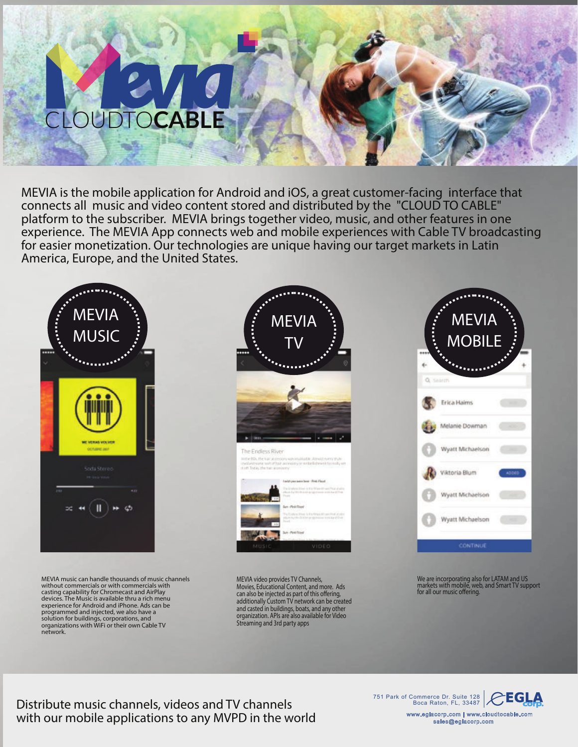# Mevia CLOUDTOCABLE

MEVIA is the mobile application for Android and iOS, a great customer-facing interface that connects all music and video content stored and distributed by the "CLOUD TO CABLE" platform to the subscriber. MEVIA brings together video, music, and other features in one experience. The MEVIA App connects web and mobile experiences with Cable TV broadcasting for easier monetization. Our technologies are unique having our target markets in Latin America, Europe, and the United States.

## MEVIA MUSIC

MEVIA music can handle thousands of music channels without commercials or with commercials with casting capability for Chromecast and AirPlay devices. The Music is available thru a rich menu experience for Android and iPhone. Ads can be programmed and injected, we also have a solution for buildings, corporations, and organizations with WiFi or their own Cable TV network.

## MEVIA TV

MEVIA video provides TV Channels, Movies, Educational Content, and more. Ads can also be injected as part of this offering, additionally Custom TV network can be created and casted in buildings, boats, and any other organization. APIs are also available for Video Streaming and 3rd party apps

## MEVIA MOBILE

We are incorporating also for LATAM and US markets with mobile, web, and Smart TV support for all our music offering.

Distribute music channels, videos and TV channels with our mobile applications to any MVPD in the world

751 Park of Commerce Dr. Suite 128
Boca Raton, FL, 33487

EGLA corp.

www.eglacorp.com | www.cloudtocable.com
sales@eglacorp.com